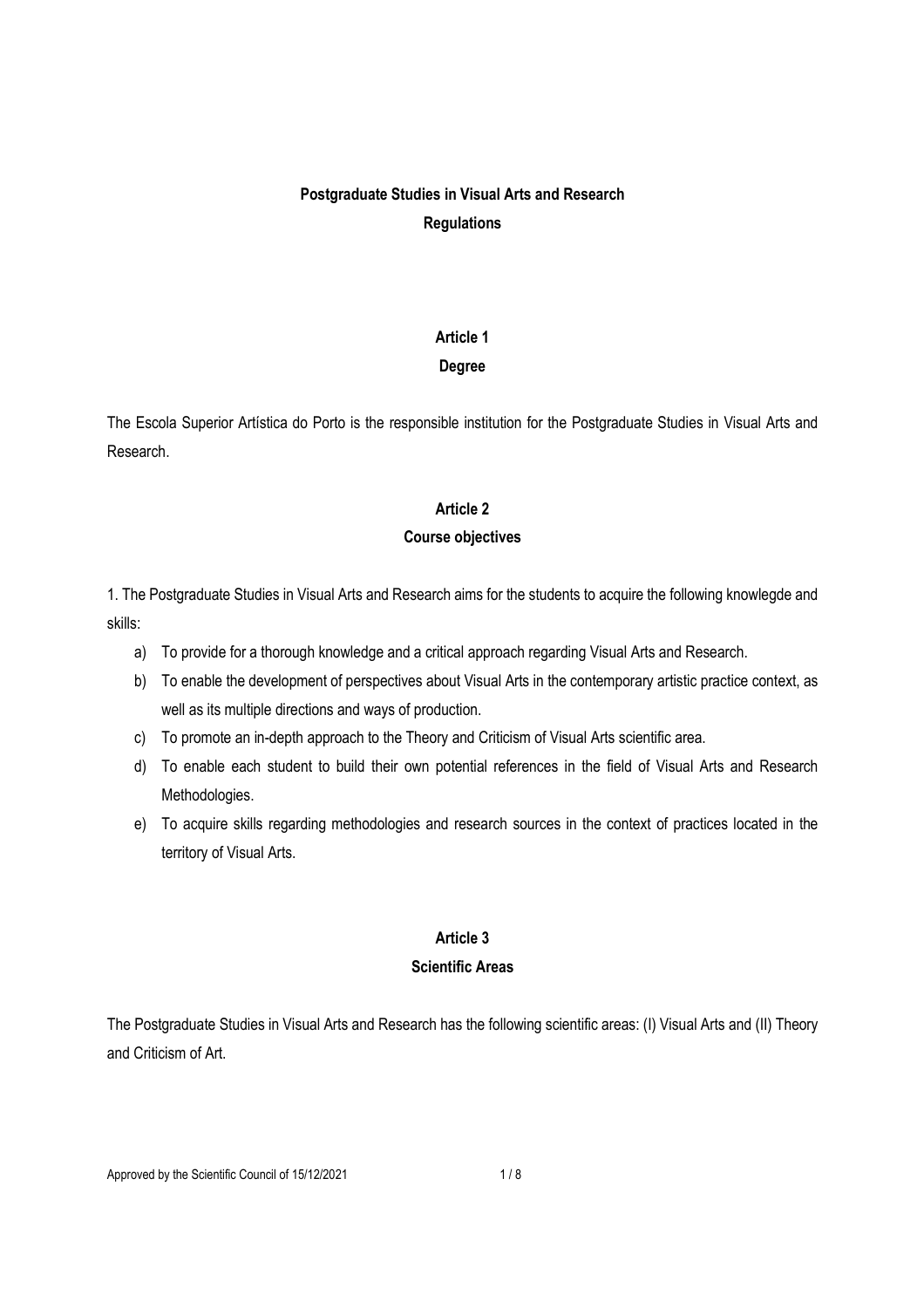# Postgraduate Studies in Visual Arts and Research

# Regulations

## Article 1

## Degree

The Escola Superior Artística do Porto is the responsible institution for the Postgraduate Studies in Visual Arts and Research.

## Article 2

## Course objectives

1. The Postgraduate Studies in Visual Arts and Research aims for the students to acquire the following knowlegde and skills:

   a) To provide for a thorough knowledge and a critical approach regarding Visual Arts and Research.

   b) To enable the development of perspectives about Visual Arts in the contemporary artistic practice context, as well as its multiple directions and ways of production.

   c) To promote an in-depth approach to the Theory and Criticism of Visual Arts scientific area.

   d) To enable each student to build their own potential references in the field of Visual Arts and Research Methodologies.

   e) To acquire skills regarding methodologies and research sources in the context of practices located in the territory of Visual Arts.

## Article 3

## Scientific Areas

The Postgraduate Studies in Visual Arts and Research has the following scientific areas: (I) Visual Arts and (II) Theory and Criticism of Art.

Approved by the Scientific Council of 15/12/2021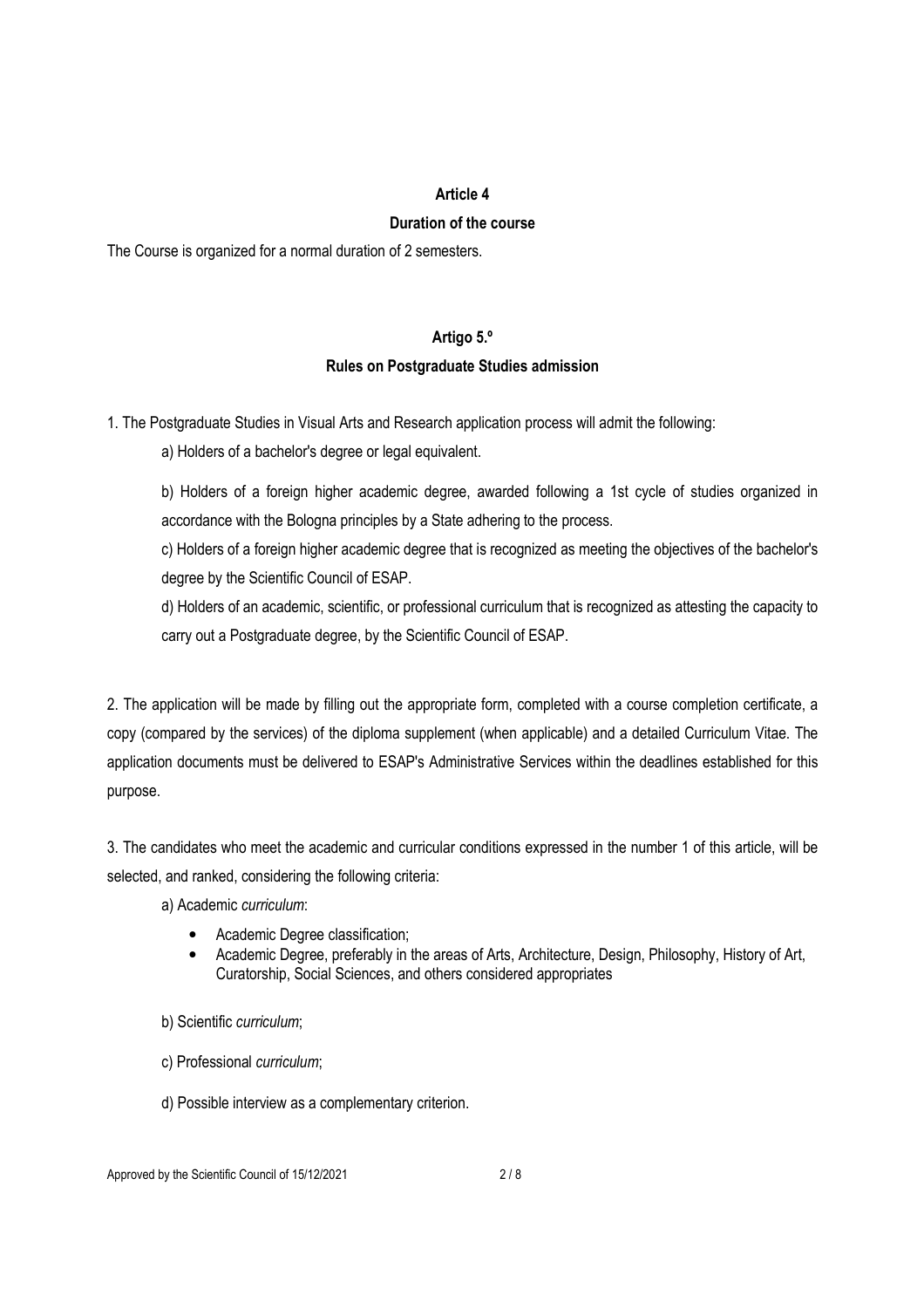## Article 4

## Duration of the course

The Course is organized for a normal duration of 2 semesters.

## Artigo 5.º

## Rules on Postgraduate Studies admission

1. The Postgraduate Studies in Visual Arts and Research application process will admit the following:

   a) Holders of a bachelor's degree or legal equivalent.

   b) Holders of a foreign higher academic degree, awarded following a 1st cycle of studies organized in accordance with the Bologna principles by a State adhering to the process.

   c) Holders of a foreign higher academic degree that is recognized as meeting the objectives of the bachelor's degree by the Scientific Council of ESAP.

   d) Holders of an academic, scientific, or professional curriculum that is recognized as attesting the capacity to carry out a Postgraduate degree, by the Scientific Council of ESAP.

2. The application will be made by filling out the appropriate form, completed with a course completion certificate, a copy (compared by the services) of the diploma supplement (when applicable) and a detailed Curriculum Vitae. The application documents must be delivered to ESAP's Administrative Services within the deadlines established for this purpose.

3. The candidates who meet the academic and curricular conditions expressed in the number 1 of this article, will be selected, and ranked, considering the following criteria:

   a) Academic *curriculum*:

   - Academic Degree classification;
   - Academic Degree, preferably in the areas of Arts, Architecture, Design, Philosophy, History of Art, Curatorship, Social Sciences, and others considered appropriates

   b) Scientific *curriculum*;

   c) Professional *curriculum*;

   d) Possible interview as a complementary criterion.

Approved by the Scientific Council of 15/12/2021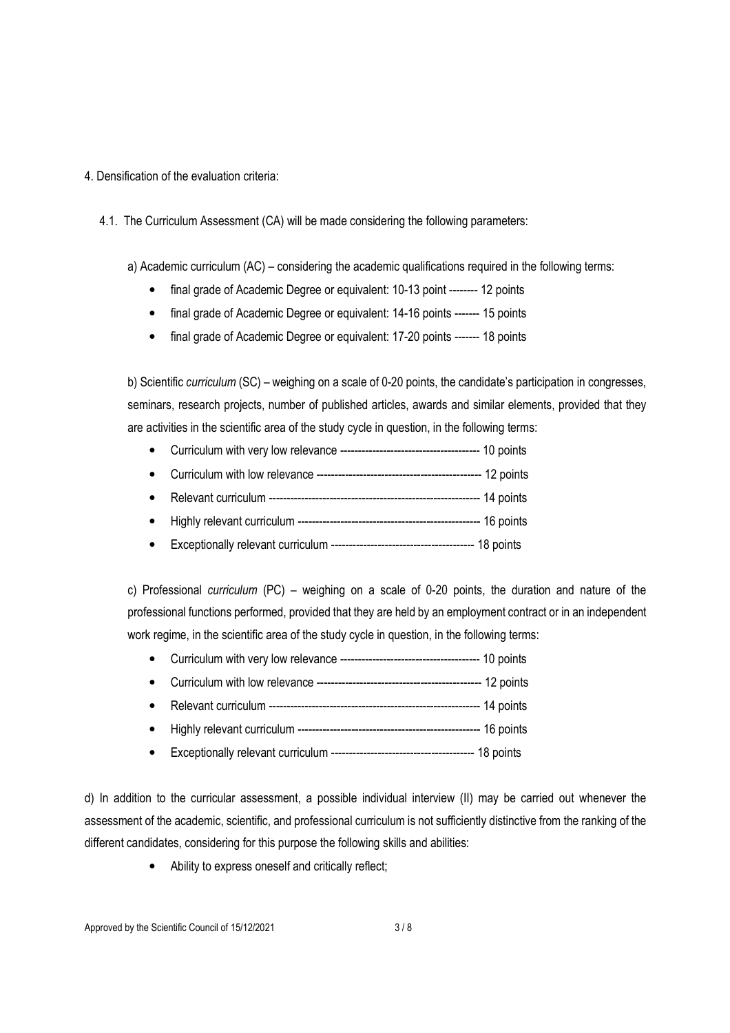4. Densification of the evaluation criteria:

4.1. The Curriculum Assessment (CA) will be made considering the following parameters:

a) Academic curriculum (AC) – considering the academic qualifications required in the following terms:

- final grade of Academic Degree or equivalent: 10-13 point -------- 12 points
- final grade of Academic Degree or equivalent: 14-16 points ------- 15 points
- final grade of Academic Degree or equivalent: 17-20 points ------- 18 points

b) Scientific *curriculum* (SC) – weighing on a scale of 0-20 points, the candidate's participation in congresses, seminars, research projects, number of published articles, awards and similar elements, provided that they are activities in the scientific area of the study cycle in question, in the following terms:

- Curriculum with very low relevance -------------------------------------- 10 points
- Curriculum with low relevance --------------------------------------------- 12 points
- Relevant curriculum ---------------------------------------------------------- 14 points
- Highly relevant curriculum -------------------------------------------------- 16 points
- Exceptionally relevant curriculum --------------------------------------- 18 points

c) Professional *curriculum* (PC) – weighing on a scale of 0-20 points, the duration and nature of the professional functions performed, provided that they are held by an employment contract or in an independent work regime, in the scientific area of the study cycle in question, in the following terms:

- Curriculum with very low relevance -------------------------------------- 10 points
- Curriculum with low relevance --------------------------------------------- 12 points
- Relevant curriculum ---------------------------------------------------------- 14 points
- Highly relevant curriculum -------------------------------------------------- 16 points
- Exceptionally relevant curriculum --------------------------------------- 18 points

d) In addition to the curricular assessment, a possible individual interview (II) may be carried out whenever the assessment of the academic, scientific, and professional curriculum is not sufficiently distinctive from the ranking of the different candidates, considering for this purpose the following skills and abilities:

- Ability to express oneself and critically reflect;

Approved by the Scientific Council of 15/12/2021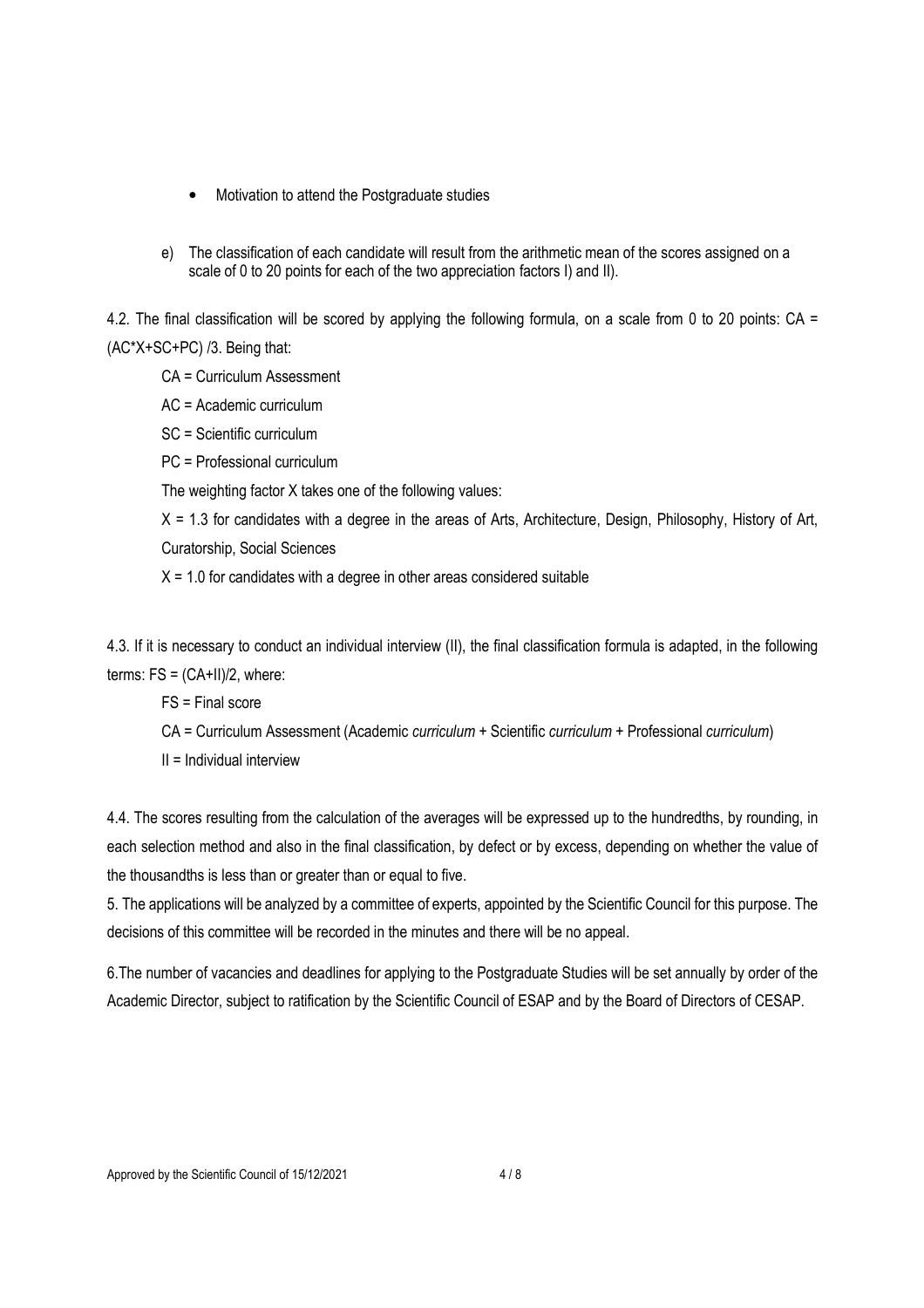- Motivation to attend the Postgraduate studies

e) The classification of each candidate will result from the arithmetic mean of the scores assigned on a scale of 0 to 20 points for each of the two appreciation factors I) and II).

4.2. The final classification will be scored by applying the following formula, on a scale from 0 to 20 points: $CA = (AC*X+SC+PC)/3$. Being that:

CA = Curriculum Assessment

AC = Academic curriculum

SC = Scientific curriculum

PC = Professional curriculum

The weighting factor X takes one of the following values:

$X = 1.3$ for candidates with a degree in the areas of Arts, Architecture, Design, Philosophy, History of Art, Curatorship, Social Sciences

$X = 1.0$ for candidates with a degree in other areas considered suitable

4.3. If it is necessary to conduct an individual interview (II), the final classification formula is adapted, in the following terms: $FS = (CA+II)/2$, where:

FS = Final score

CA = Curriculum Assessment (Academic *curriculum* + Scientific *curriculum* + Professional *curriculum*)

II = Individual interview

4.4. The scores resulting from the calculation of the averages will be expressed up to the hundredths, by rounding, in each selection method and also in the final classification, by defect or by excess, depending on whether the value of the thousandths is less than or greater than or equal to five.

5. The applications will be analyzed by a committee of experts, appointed by the Scientific Council for this purpose. The decisions of this committee will be recorded in the minutes and there will be no appeal.

6.The number of vacancies and deadlines for applying to the Postgraduate Studies will be set annually by order of the Academic Director, subject to ratification by the Scientific Council of ESAP and by the Board of Directors of CESAP.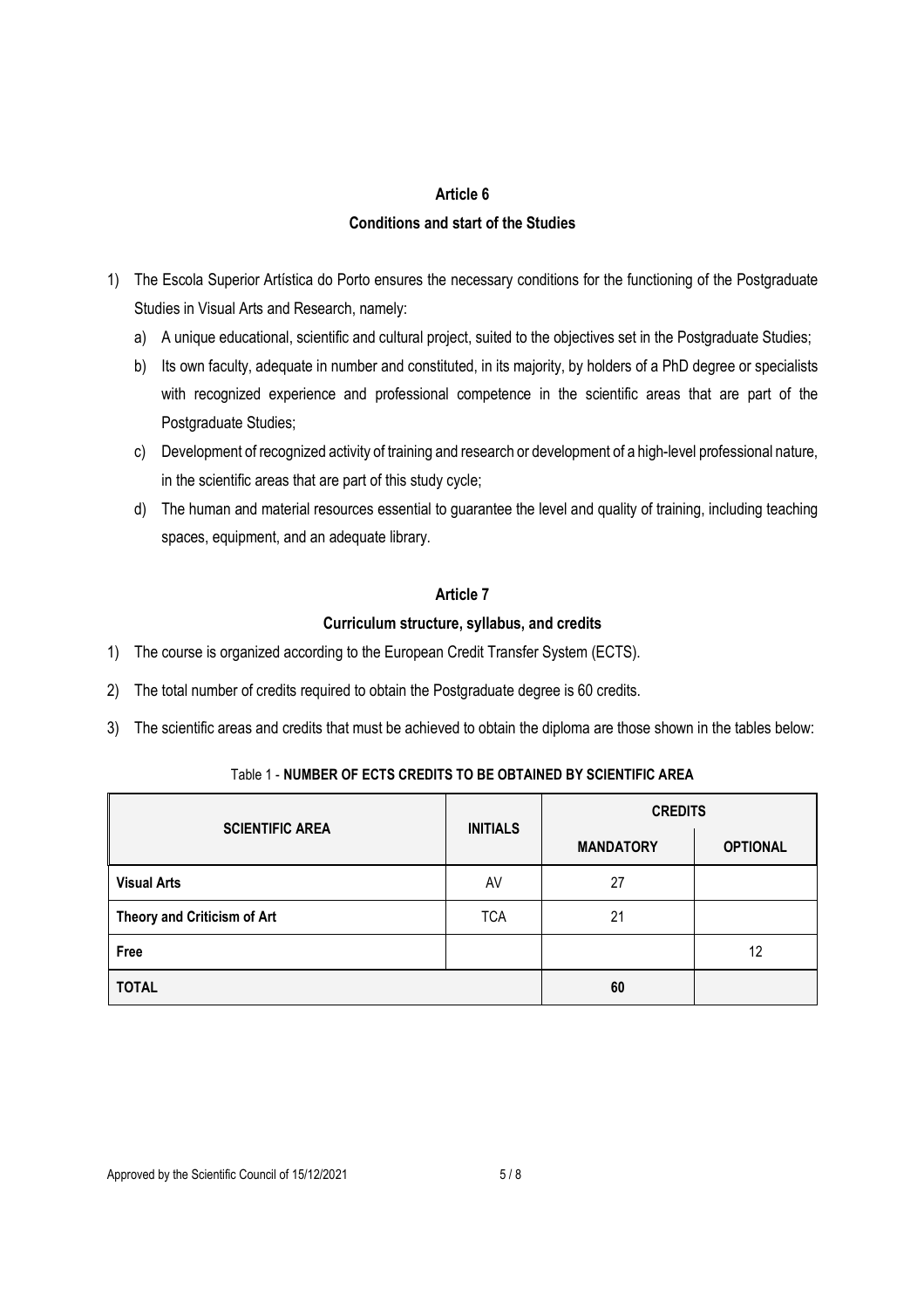## Article 6

## Conditions and start of the Studies

1) The Escola Superior Artística do Porto ensures the necessary conditions for the functioning of the Postgraduate Studies in Visual Arts and Research, namely:
   a) A unique educational, scientific and cultural project, suited to the objectives set in the Postgraduate Studies;
   b) Its own faculty, adequate in number and constituted, in its majority, by holders of a PhD degree or specialists with recognized experience and professional competence in the scientific areas that are part of the Postgraduate Studies;
   c) Development of recognized activity of training and research or development of a high-level professional nature, in the scientific areas that are part of this study cycle;
   d) The human and material resources essential to guarantee the level and quality of training, including teaching spaces, equipment, and an adequate library.

## Article 7

## Curriculum structure, syllabus, and credits

1) The course is organized according to the European Credit Transfer System (ECTS).
2) The total number of credits required to obtain the Postgraduate degree is 60 credits.
3) The scientific areas and credits that must be achieved to obtain the diploma are those shown in the tables below:

Table 1 - **NUMBER OF ECTS CREDITS TO BE OBTAINED BY SCIENTIFIC AREA**

| **SCIENTIFIC AREA** | **INITIALS** | **CREDITS** | |
|---|---|---|---|
| | | **MANDATORY** | **OPTIONAL** |
| **Visual Arts** | AV | 27 | |
| **Theory and Criticism of Art** | TCA | 21 | |
| **Free** | | | 12 |
| **TOTAL** | | **60** | |

Approved by the Scientific Council of 15/12/2021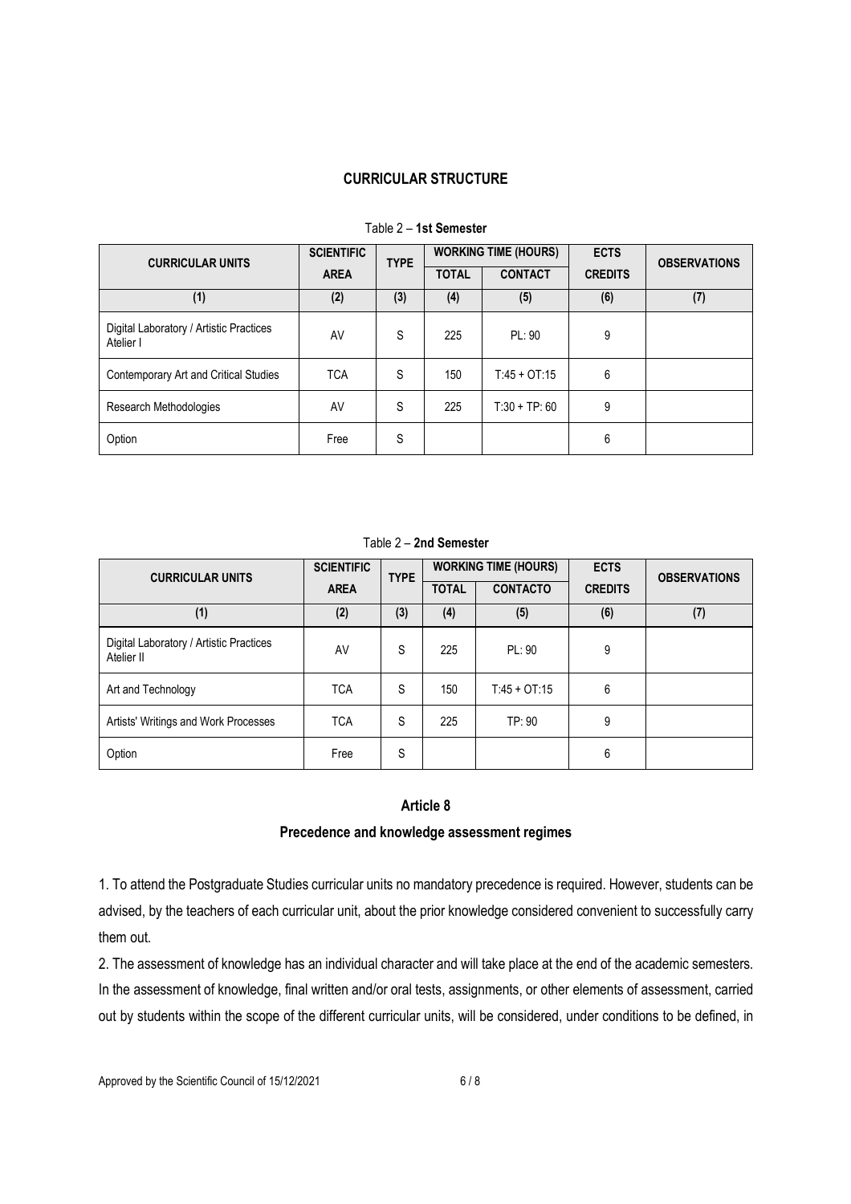## CURRICULAR STRUCTURE

Table 2 – **1st Semester**

| CURRICULAR UNITS | SCIENTIFIC AREA | TYPE | WORKING TIME (HOURS) | | ECTS CREDITS | OBSERVATIONS |
|---|---|---|---|---|---|---|
| | | | TOTAL | CONTACT | | |
| (1) | (2) | (3) | (4) | (5) | (6) | (7) |
| Digital Laboratory / Artistic Practices Atelier I | AV | S | 225 | PL: 90 | 9 | |
| Contemporary Art and Critical Studies | TCA | S | 150 | T:45 + OT:15 | 6 | |
| Research Methodologies | AV | S | 225 | T:30 + TP: 60 | 9 | |
| Option | Free | S | | | 6 | |

Table 2 – **2nd Semester**

| CURRICULAR UNITS | SCIENTIFIC AREA | TYPE | WORKING TIME (HOURS) | | ECTS CREDITS | OBSERVATIONS |
|---|---|---|---|---|---|---|
| | | | TOTAL | CONTACTO | | |
| (1) | (2) | (3) | (4) | (5) | (6) | (7) |
| Digital Laboratory / Artistic Practices Atelier II | AV | S | 225 | PL: 90 | 9 | |
| Art and Technology | TCA | S | 150 | T:45 + OT:15 | 6 | |
| Artists' Writings and Work Processes | TCA | S | 225 | TP: 90 | 9 | |
| Option | Free | S | | | 6 | |

### Article 8

### Precedence and knowledge assessment regimes

1. To attend the Postgraduate Studies curricular units no mandatory precedence is required. However, students can be advised, by the teachers of each curricular unit, about the prior knowledge considered convenient to successfully carry them out.

2. The assessment of knowledge has an individual character and will take place at the end of the academic semesters. In the assessment of knowledge, final written and/or oral tests, assignments, or other elements of assessment, carried out by students within the scope of the different curricular units, will be considered, under conditions to be defined, in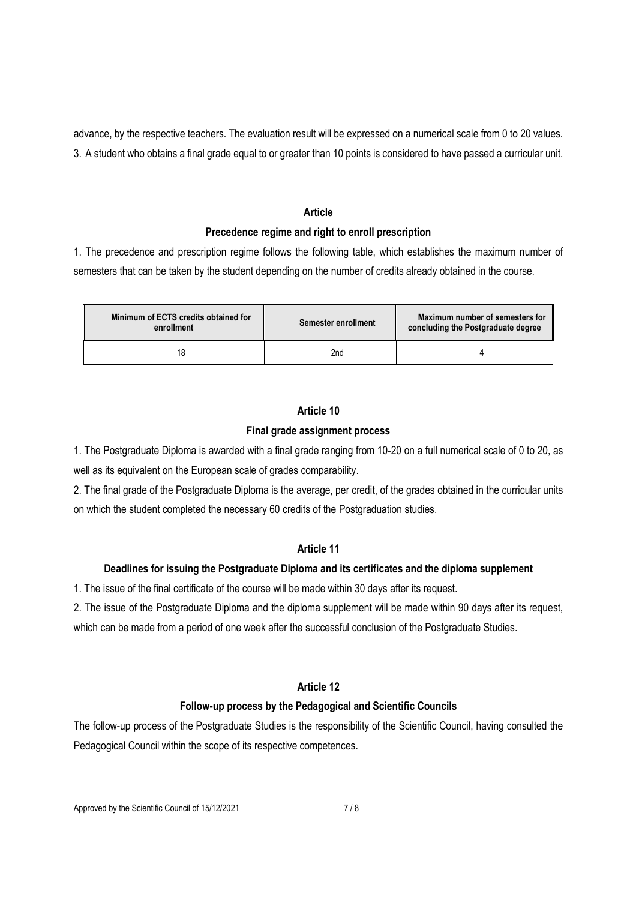advance, by the respective teachers. The evaluation result will be expressed on a numerical scale from 0 to 20 values.

3. A student who obtains a final grade equal to or greater than 10 points is considered to have passed a curricular unit.

**Article**

**Precedence regime and right to enroll prescription**

1. The precedence and prescription regime follows the following table, which establishes the maximum number of semesters that can be taken by the student depending on the number of credits already obtained in the course.

| Minimum of ECTS credits obtained for enrollment | Semester enrollment | Maximum number of semesters for concluding the Postgraduate degree |
|---|---|---|
| 18 | 2nd | 4 |

**Article 10**

**Final grade assignment process**

1. The Postgraduate Diploma is awarded with a final grade ranging from 10-20 on a full numerical scale of 0 to 20, as well as its equivalent on the European scale of grades comparability.

2. The final grade of the Postgraduate Diploma is the average, per credit, of the grades obtained in the curricular units on which the student completed the necessary 60 credits of the Postgraduation studies.

**Article 11**

**Deadlines for issuing the Postgraduate Diploma and its certificates and the diploma supplement**

1. The issue of the final certificate of the course will be made within 30 days after its request.

2. The issue of the Postgraduate Diploma and the diploma supplement will be made within 90 days after its request, which can be made from a period of one week after the successful conclusion of the Postgraduate Studies.

**Article 12**

**Follow-up process by the Pedagogical and Scientific Councils**

The follow-up process of the Postgraduate Studies is the responsibility of the Scientific Council, having consulted the Pedagogical Council within the scope of its respective competences.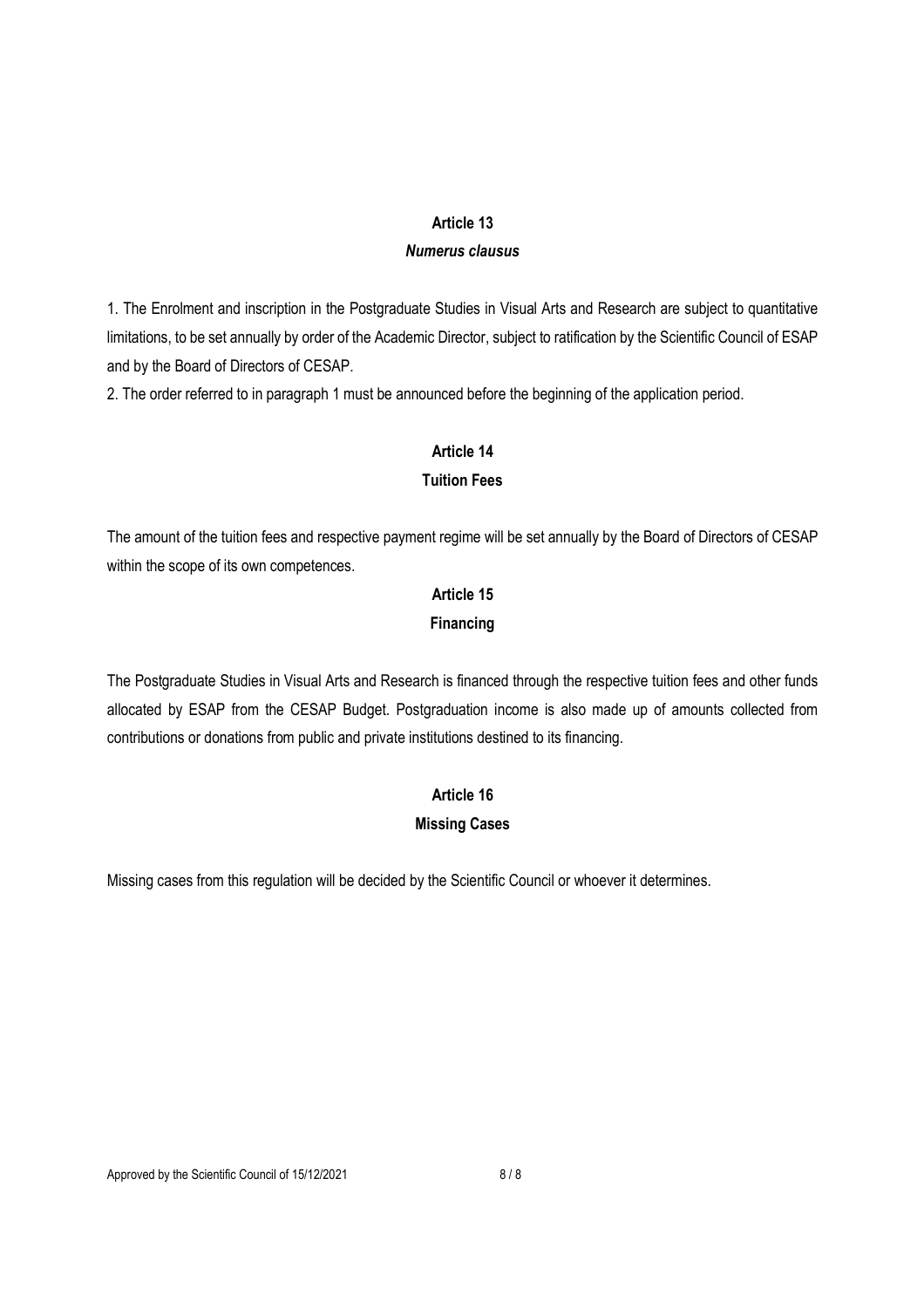## Article 13

### *Numerus clausus*

1. The Enrolment and inscription in the Postgraduate Studies in Visual Arts and Research are subject to quantitative limitations, to be set annually by order of the Academic Director, subject to ratification by the Scientific Council of ESAP and by the Board of Directors of CESAP.
2. The order referred to in paragraph 1 must be announced before the beginning of the application period.

## Article 14

### Tuition Fees

The amount of the tuition fees and respective payment regime will be set annually by the Board of Directors of CESAP within the scope of its own competences.

## Article 15

### Financing

The Postgraduate Studies in Visual Arts and Research is financed through the respective tuition fees and other funds allocated by ESAP from the CESAP Budget. Postgraduation income is also made up of amounts collected from contributions or donations from public and private institutions destined to its financing.

## Article 16

### Missing Cases

Missing cases from this regulation will be decided by the Scientific Council or whoever it determines.

Approved by the Scientific Council of 15/12/2021